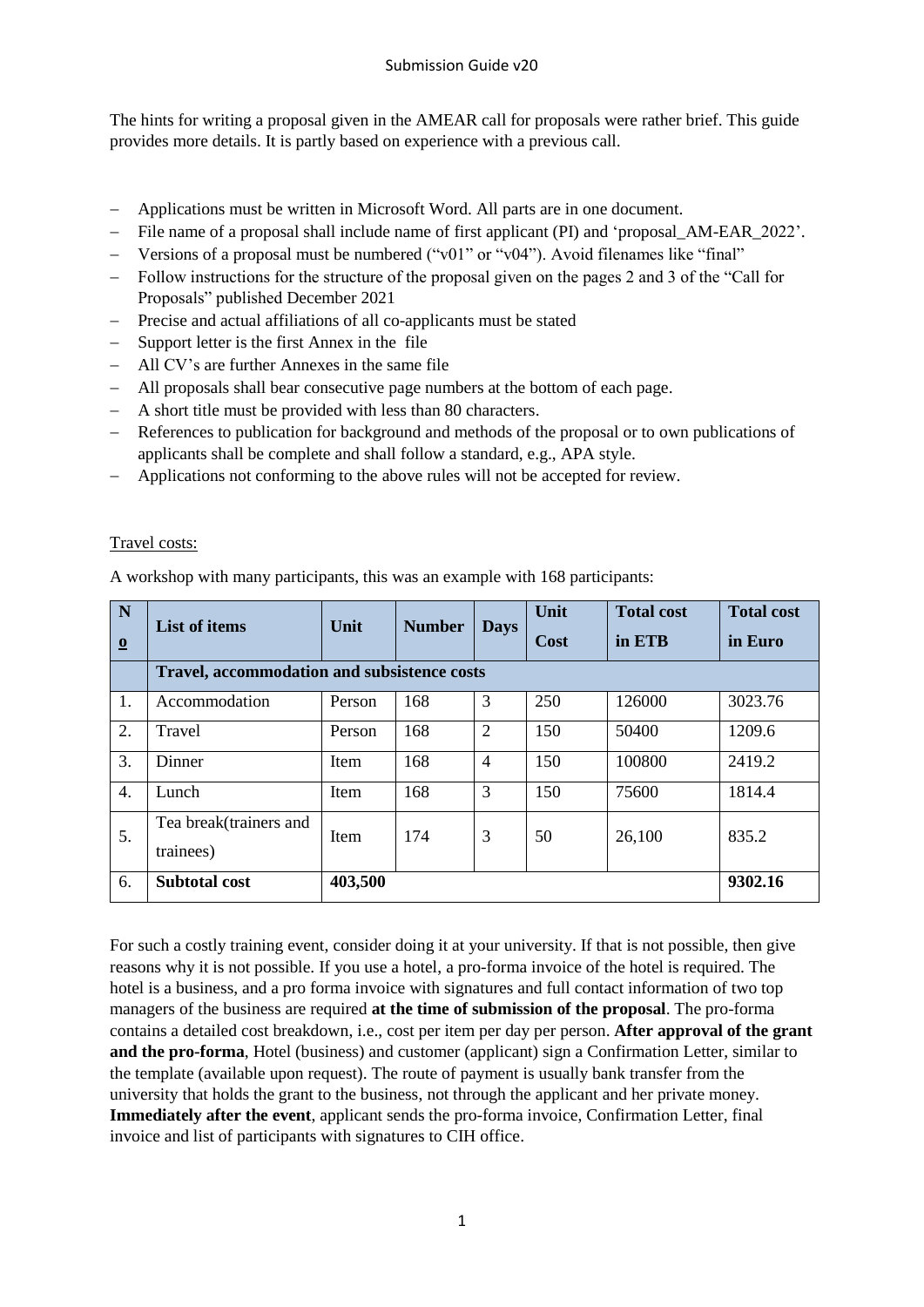The hints for writing a proposal given in the AMEAR call for proposals were rather brief. This guide provides more details. It is partly based on experience with a previous call.

- Applications must be written in Microsoft Word. All parts are in one document.
- File name of a proposal shall include name of first applicant (PI) and 'proposal_AM-EAR_2022'.
- Versions of a proposal must be numbered ("v01" or "v04"). Avoid filenames like "final"
- Follow instructions for the structure of the proposal given on the pages 2 and 3 of the "Call for Proposals" published December 2021
- Precise and actual affiliations of all co-applicants must be stated
- Support letter is the first Annex in the file
- All CV's are further Annexes in the same file
- All proposals shall bear consecutive page numbers at the bottom of each page.
- A short title must be provided with less than 80 characters.
- References to publication for background and methods of the proposal or to own publications of applicants shall be complete and shall follow a standard, e.g., APA style.
- Applications not conforming to the above rules will not be accepted for review.

Travel costs:

A workshop with many participants, this was an example with 168 participants:

| No | List of items | Unit | Number | Days | Unit Cost | Total cost in ETB | Total cost in Euro |
|---|---|---|---|---|---|---|---|
| | **Travel, accommodation and subsistence costs** | | | | | | |
| 1. | Accommodation | Person | 168 | 3 | 250 | 126000 | 3023.76 |
| 2. | Travel | Person | 168 | 2 | 150 | 50400 | 1209.6 |
| 3. | Dinner | Item | 168 | 4 | 150 | 100800 | 2419.2 |
| 4. | Lunch | Item | 168 | 3 | 150 | 75600 | 1814.4 |
| 5. | Tea break(trainers and trainees) | Item | 174 | 3 | 50 | 26,100 | 835.2 |
| 6. | **Subtotal cost** | **403,500** | | | | | **9302.16** |

For such a costly training event, consider doing it at your university. If that is not possible, then give reasons why it is not possible. If you use a hotel, a pro-forma invoice of the hotel is required. The hotel is a business, and a pro forma invoice with signatures and full contact information of two top managers of the business are required **at the time of submission of the proposal**. The pro-forma contains a detailed cost breakdown, i.e., cost per item per day per person. **After approval of the grant and the pro-forma**, Hotel (business) and customer (applicant) sign a Confirmation Letter, similar to the template (available upon request). The route of payment is usually bank transfer from the university that holds the grant to the business, not through the applicant and her private money. **Immediately after the event**, applicant sends the pro-forma invoice, Confirmation Letter, final invoice and list of participants with signatures to CIH office.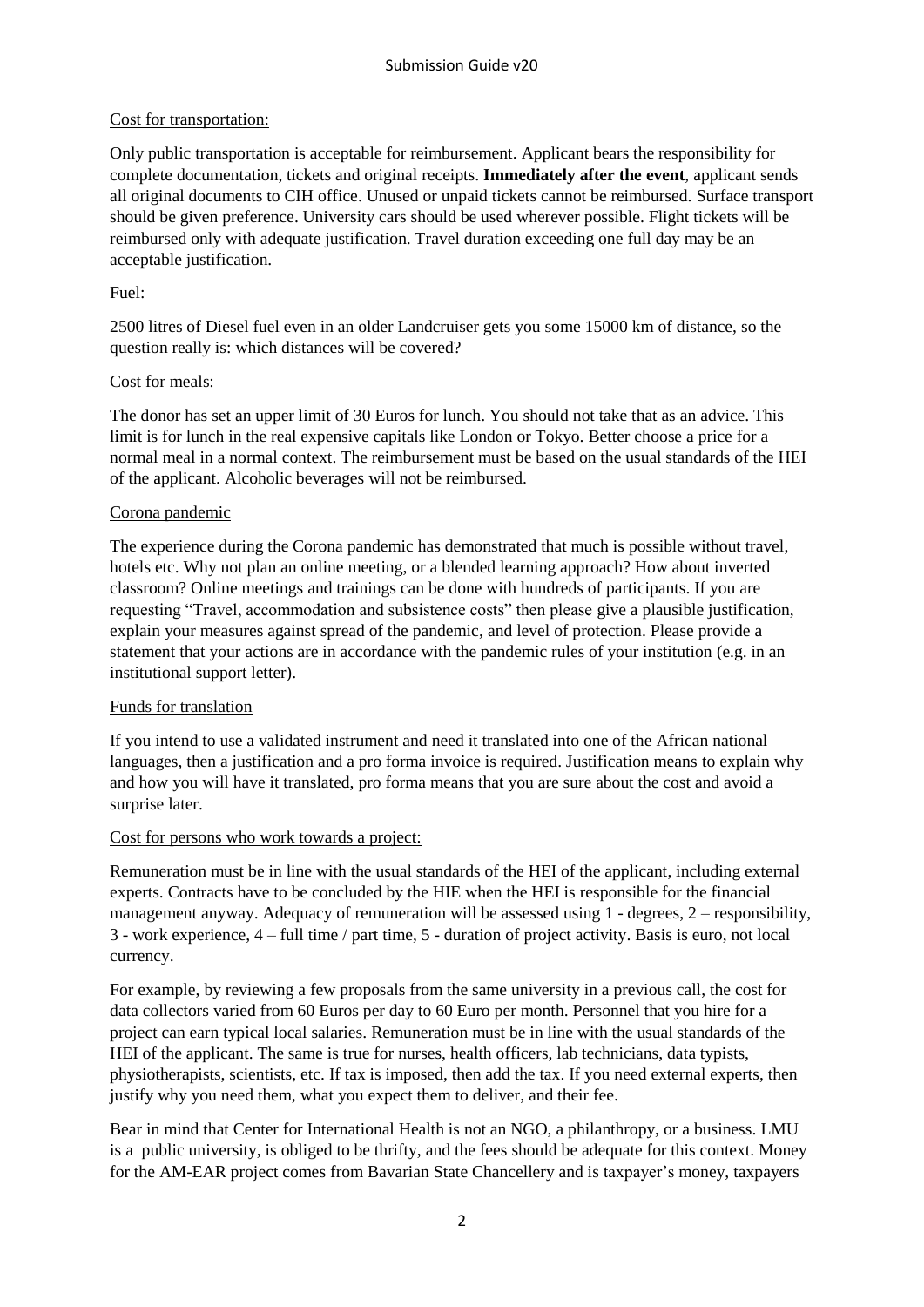Cost for transportation:

Only public transportation is acceptable for reimbursement. Applicant bears the responsibility for complete documentation, tickets and original receipts. **Immediately after the event**, applicant sends all original documents to CIH office. Unused or unpaid tickets cannot be reimbursed. Surface transport should be given preference. University cars should be used wherever possible. Flight tickets will be reimbursed only with adequate justification. Travel duration exceeding one full day may be an acceptable justification.

Fuel:

2500 litres of Diesel fuel even in an older Landcruiser gets you some 15000 km of distance, so the question really is: which distances will be covered?

Cost for meals:

The donor has set an upper limit of 30 Euros for lunch. You should not take that as an advice. This limit is for lunch in the real expensive capitals like London or Tokyo. Better choose a price for a normal meal in a normal context. The reimbursement must be based on the usual standards of the HEI of the applicant. Alcoholic beverages will not be reimbursed.

Corona pandemic

The experience during the Corona pandemic has demonstrated that much is possible without travel, hotels etc. Why not plan an online meeting, or a blended learning approach? How about inverted classroom? Online meetings and trainings can be done with hundreds of participants. If you are requesting "Travel, accommodation and subsistence costs" then please give a plausible justification, explain your measures against spread of the pandemic, and level of protection. Please provide a statement that your actions are in accordance with the pandemic rules of your institution (e.g. in an institutional support letter).

Funds for translation

If you intend to use a validated instrument and need it translated into one of the African national languages, then a justification and a pro forma invoice is required. Justification means to explain why and how you will have it translated, pro forma means that you are sure about the cost and avoid a surprise later.

Cost for persons who work towards a project:

Remuneration must be in line with the usual standards of the HEI of the applicant, including external experts. Contracts have to be concluded by the HIE when the HEI is responsible for the financial management anyway. Adequacy of remuneration will be assessed using 1 - degrees, 2 – responsibility, 3 - work experience, 4 – full time / part time, 5 - duration of project activity. Basis is euro, not local currency.

For example, by reviewing a few proposals from the same university in a previous call, the cost for data collectors varied from 60 Euros per day to 60 Euro per month. Personnel that you hire for a project can earn typical local salaries. Remuneration must be in line with the usual standards of the HEI of the applicant. The same is true for nurses, health officers, lab technicians, data typists, physiotherapists, scientists, etc. If tax is imposed, then add the tax. If you need external experts, then justify why you need them, what you expect them to deliver, and their fee.

Bear in mind that Center for International Health is not an NGO, a philanthropy, or a business. LMU is a public university, is obliged to be thrifty, and the fees should be adequate for this context. Money for the AM-EAR project comes from Bavarian State Chancellery and is taxpayer's money, taxpayers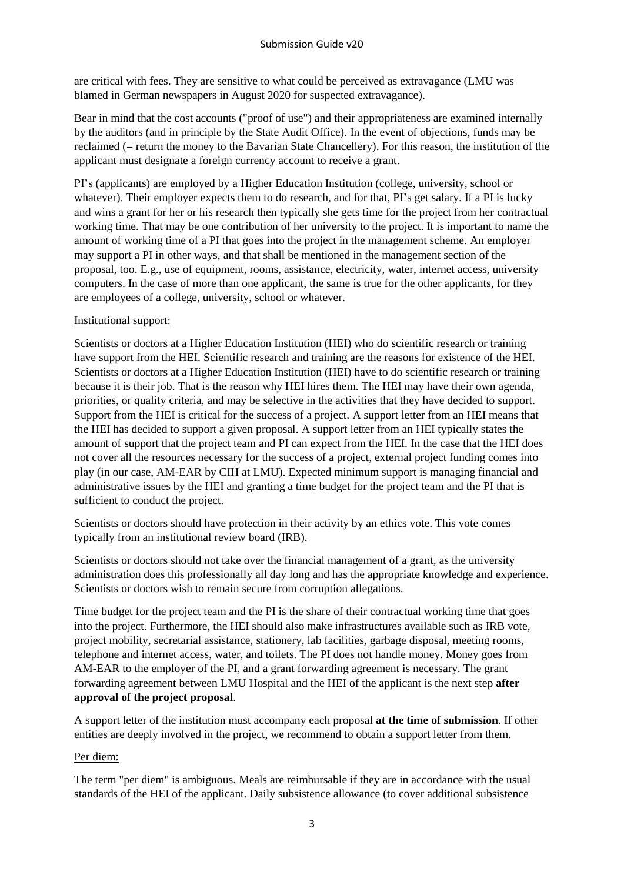are critical with fees. They are sensitive to what could be perceived as extravagance (LMU was blamed in German newspapers in August 2020 for suspected extravagance).

Bear in mind that the cost accounts ("proof of use") and their appropriateness are examined internally by the auditors (and in principle by the State Audit Office). In the event of objections, funds may be reclaimed (= return the money to the Bavarian State Chancellery). For this reason, the institution of the applicant must designate a foreign currency account to receive a grant.

PI's (applicants) are employed by a Higher Education Institution (college, university, school or whatever). Their employer expects them to do research, and for that, PI's get salary. If a PI is lucky and wins a grant for her or his research then typically she gets time for the project from her contractual working time. That may be one contribution of her university to the project. It is important to name the amount of working time of a PI that goes into the project in the management scheme. An employer may support a PI in other ways, and that shall be mentioned in the management section of the proposal, too. E.g., use of equipment, rooms, assistance, electricity, water, internet access, university computers. In the case of more than one applicant, the same is true for the other applicants, for they are employees of a college, university, school or whatever.

<u>Institutional support:</u>

Scientists or doctors at a Higher Education Institution (HEI) who do scientific research or training have support from the HEI. Scientific research and training are the reasons for existence of the HEI. Scientists or doctors at a Higher Education Institution (HEI) have to do scientific research or training because it is their job. That is the reason why HEI hires them. The HEI may have their own agenda, priorities, or quality criteria, and may be selective in the activities that they have decided to support. Support from the HEI is critical for the success of a project. A support letter from an HEI means that the HEI has decided to support a given proposal. A support letter from an HEI typically states the amount of support that the project team and PI can expect from the HEI. In the case that the HEI does not cover all the resources necessary for the success of a project, external project funding comes into play (in our case, AM-EAR by CIH at LMU). Expected minimum support is managing financial and administrative issues by the HEI and granting a time budget for the project team and the PI that is sufficient to conduct the project.

Scientists or doctors should have protection in their activity by an ethics vote. This vote comes typically from an institutional review board (IRB).

Scientists or doctors should not take over the financial management of a grant, as the university administration does this professionally all day long and has the appropriate knowledge and experience. Scientists or doctors wish to remain secure from corruption allegations.

Time budget for the project team and the PI is the share of their contractual working time that goes into the project. Furthermore, the HEI should also make infrastructures available such as IRB vote, project mobility, secretarial assistance, stationery, lab facilities, garbage disposal, meeting rooms, telephone and internet access, water, and toilets. <u>The PI does not handle money</u>. Money goes from AM-EAR to the employer of the PI, and a grant forwarding agreement is necessary. The grant forwarding agreement between LMU Hospital and the HEI of the applicant is the next step **after approval of the project proposal**.

A support letter of the institution must accompany each proposal **at the time of submission**. If other entities are deeply involved in the project, we recommend to obtain a support letter from them.

<u>Per diem:</u>

The term "per diem" is ambiguous. Meals are reimbursable if they are in accordance with the usual standards of the HEI of the applicant. Daily subsistence allowance (to cover additional subsistence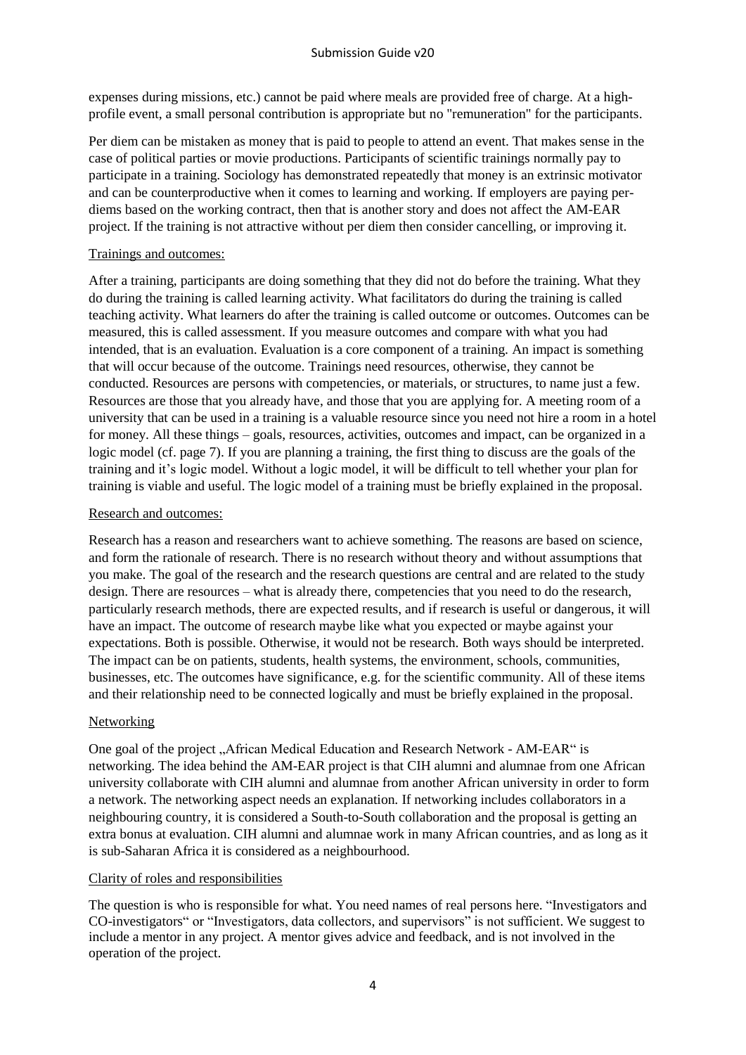expenses during missions, etc.) cannot be paid where meals are provided free of charge. At a high-profile event, a small personal contribution is appropriate but no "remuneration" for the participants.

Per diem can be mistaken as money that is paid to people to attend an event. That makes sense in the case of political parties or movie productions. Participants of scientific trainings normally pay to participate in a training. Sociology has demonstrated repeatedly that money is an extrinsic motivator and can be counterproductive when it comes to learning and working. If employers are paying per-diems based on the working contract, then that is another story and does not affect the AM-EAR project. If the training is not attractive without per diem then consider cancelling, or improving it.

Trainings and outcomes:

After a training, participants are doing something that they did not do before the training. What they do during the training is called learning activity. What facilitators do during the training is called teaching activity. What learners do after the training is called outcome or outcomes. Outcomes can be measured, this is called assessment. If you measure outcomes and compare with what you had intended, that is an evaluation. Evaluation is a core component of a training. An impact is something that will occur because of the outcome. Trainings need resources, otherwise, they cannot be conducted. Resources are persons with competencies, or materials, or structures, to name just a few. Resources are those that you already have, and those that you are applying for. A meeting room of a university that can be used in a training is a valuable resource since you need not hire a room in a hotel for money. All these things – goals, resources, activities, outcomes and impact, can be organized in a logic model (cf. page 7). If you are planning a training, the first thing to discuss are the goals of the training and it's logic model. Without a logic model, it will be difficult to tell whether your plan for training is viable and useful. The logic model of a training must be briefly explained in the proposal.

Research and outcomes:

Research has a reason and researchers want to achieve something. The reasons are based on science, and form the rationale of research. There is no research without theory and without assumptions that you make. The goal of the research and the research questions are central and are related to the study design. There are resources – what is already there, competencies that you need to do the research, particularly research methods, there are expected results, and if research is useful or dangerous, it will have an impact. The outcome of research maybe like what you expected or maybe against your expectations. Both is possible. Otherwise, it would not be research. Both ways should be interpreted. The impact can be on patients, students, health systems, the environment, schools, communities, businesses, etc. The outcomes have significance, e.g. for the scientific community. All of these items and their relationship need to be connected logically and must be briefly explained in the proposal.

Networking

One goal of the project „African Medical Education and Research Network - AM-EAR" is networking. The idea behind the AM-EAR project is that CIH alumni and alumnae from one African university collaborate with CIH alumni and alumnae from another African university in order to form a network. The networking aspect needs an explanation. If networking includes collaborators in a neighbouring country, it is considered a South-to-South collaboration and the proposal is getting an extra bonus at evaluation. CIH alumni and alumnae work in many African countries, and as long as it is sub-Saharan Africa it is considered as a neighbourhood.

Clarity of roles and responsibilities

The question is who is responsible for what. You need names of real persons here. "Investigators and CO-investigators" or "Investigators, data collectors, and supervisors" is not sufficient. We suggest to include a mentor in any project. A mentor gives advice and feedback, and is not involved in the operation of the project.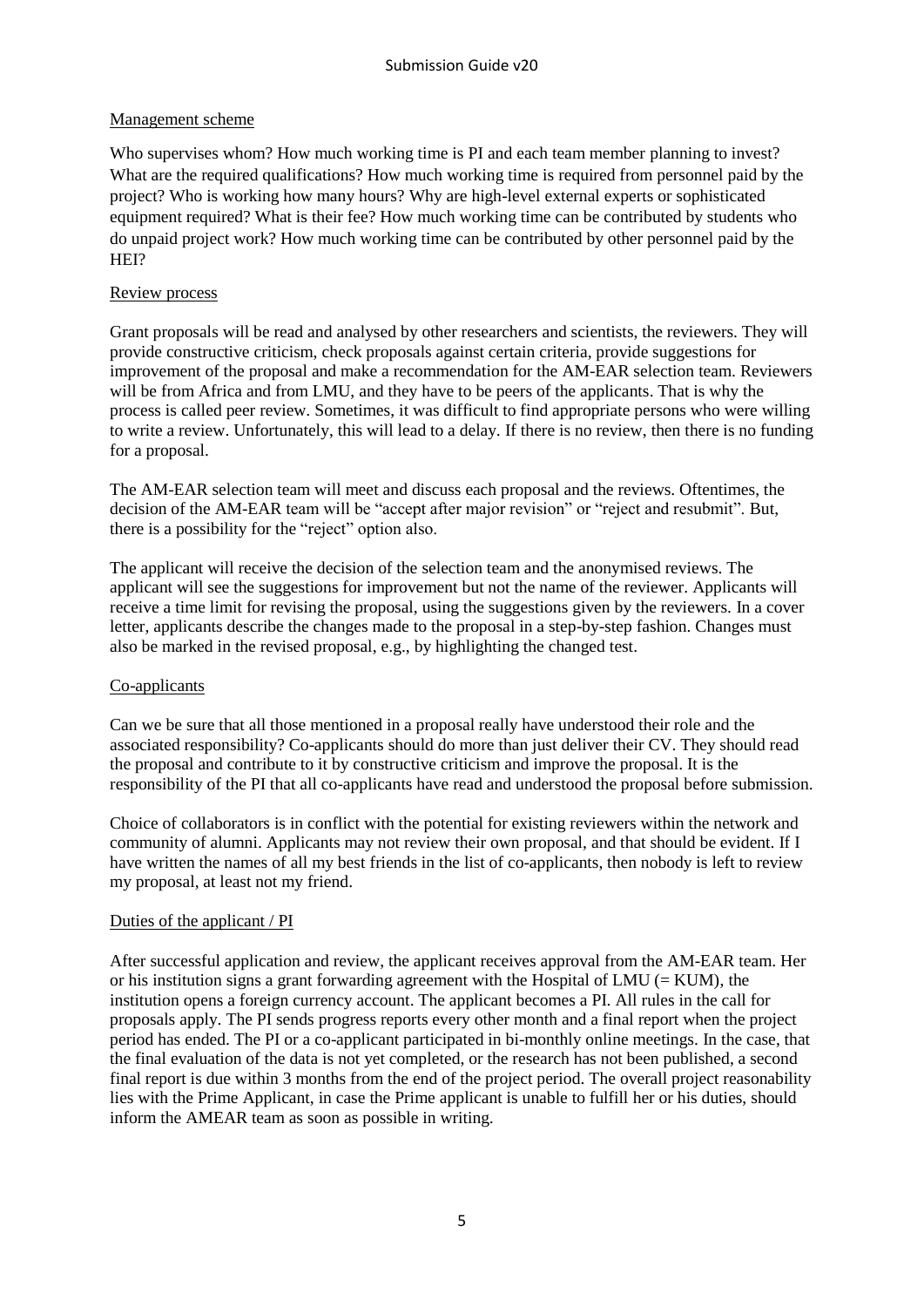## Management scheme

Who supervises whom? How much working time is PI and each team member planning to invest? What are the required qualifications? How much working time is required from personnel paid by the project? Who is working how many hours? Why are high-level external experts or sophisticated equipment required? What is their fee? How much working time can be contributed by students who do unpaid project work? How much working time can be contributed by other personnel paid by the HEI?

## Review process

Grant proposals will be read and analysed by other researchers and scientists, the reviewers. They will provide constructive criticism, check proposals against certain criteria, provide suggestions for improvement of the proposal and make a recommendation for the AM-EAR selection team. Reviewers will be from Africa and from LMU, and they have to be peers of the applicants. That is why the process is called peer review. Sometimes, it was difficult to find appropriate persons who were willing to write a review. Unfortunately, this will lead to a delay. If there is no review, then there is no funding for a proposal.

The AM-EAR selection team will meet and discuss each proposal and the reviews. Oftentimes, the decision of the AM-EAR team will be "accept after major revision" or "reject and resubmit". But, there is a possibility for the "reject" option also.

The applicant will receive the decision of the selection team and the anonymised reviews. The applicant will see the suggestions for improvement but not the name of the reviewer. Applicants will receive a time limit for revising the proposal, using the suggestions given by the reviewers. In a cover letter, applicants describe the changes made to the proposal in a step-by-step fashion. Changes must also be marked in the revised proposal, e.g., by highlighting the changed test.

## Co-applicants

Can we be sure that all those mentioned in a proposal really have understood their role and the associated responsibility? Co-applicants should do more than just deliver their CV. They should read the proposal and contribute to it by constructive criticism and improve the proposal. It is the responsibility of the PI that all co-applicants have read and understood the proposal before submission.

Choice of collaborators is in conflict with the potential for existing reviewers within the network and community of alumni. Applicants may not review their own proposal, and that should be evident. If I have written the names of all my best friends in the list of co-applicants, then nobody is left to review my proposal, at least not my friend.

## Duties of the applicant / PI

After successful application and review, the applicant receives approval from the AM-EAR team. Her or his institution signs a grant forwarding agreement with the Hospital of LMU (= KUM), the institution opens a foreign currency account. The applicant becomes a PI. All rules in the call for proposals apply. The PI sends progress reports every other month and a final report when the project period has ended. The PI or a co-applicant participated in bi-monthly online meetings. In the case, that the final evaluation of the data is not yet completed, or the research has not been published, a second final report is due within 3 months from the end of the project period. The overall project reasonability lies with the Prime Applicant, in case the Prime applicant is unable to fulfill her or his duties, should inform the AMEAR team as soon as possible in writing.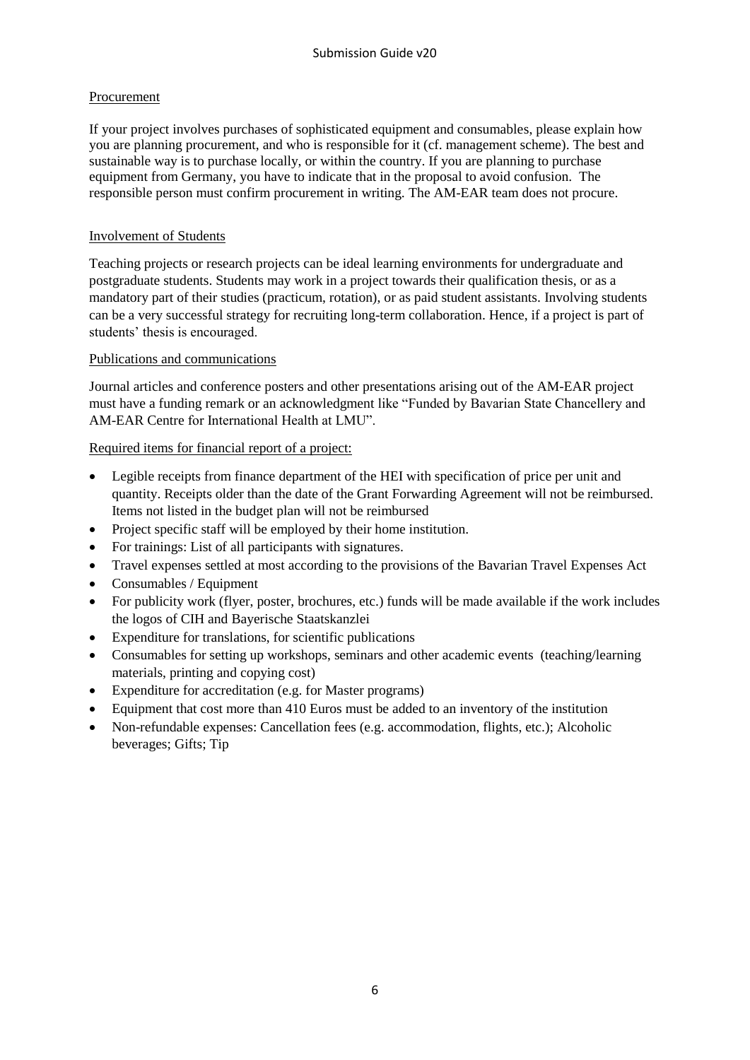## Procurement

If your project involves purchases of sophisticated equipment and consumables, please explain how you are planning procurement, and who is responsible for it (cf. management scheme). The best and sustainable way is to purchase locally, or within the country. If you are planning to purchase equipment from Germany, you have to indicate that in the proposal to avoid confusion. The responsible person must confirm procurement in writing. The AM-EAR team does not procure.

## Involvement of Students

Teaching projects or research projects can be ideal learning environments for undergraduate and postgraduate students. Students may work in a project towards their qualification thesis, or as a mandatory part of their studies (practicum, rotation), or as paid student assistants. Involving students can be a very successful strategy for recruiting long-term collaboration. Hence, if a project is part of students' thesis is encouraged.

## Publications and communications

Journal articles and conference posters and other presentations arising out of the AM-EAR project must have a funding remark or an acknowledgment like "Funded by Bavarian State Chancellery and AM-EAR Centre for International Health at LMU".

## Required items for financial report of a project:

- Legible receipts from finance department of the HEI with specification of price per unit and quantity. Receipts older than the date of the Grant Forwarding Agreement will not be reimbursed. Items not listed in the budget plan will not be reimbursed
- Project specific staff will be employed by their home institution.
- For trainings: List of all participants with signatures.
- Travel expenses settled at most according to the provisions of the Bavarian Travel Expenses Act
- Consumables / Equipment
- For publicity work (flyer, poster, brochures, etc.) funds will be made available if the work includes the logos of CIH and Bayerische Staatskanzlei
- Expenditure for translations, for scientific publications
- Consumables for setting up workshops, seminars and other academic events (teaching/learning materials, printing and copying cost)
- Expenditure for accreditation (e.g. for Master programs)
- Equipment that cost more than 410 Euros must be added to an inventory of the institution
- Non-refundable expenses: Cancellation fees (e.g. accommodation, flights, etc.); Alcoholic beverages; Gifts; Tip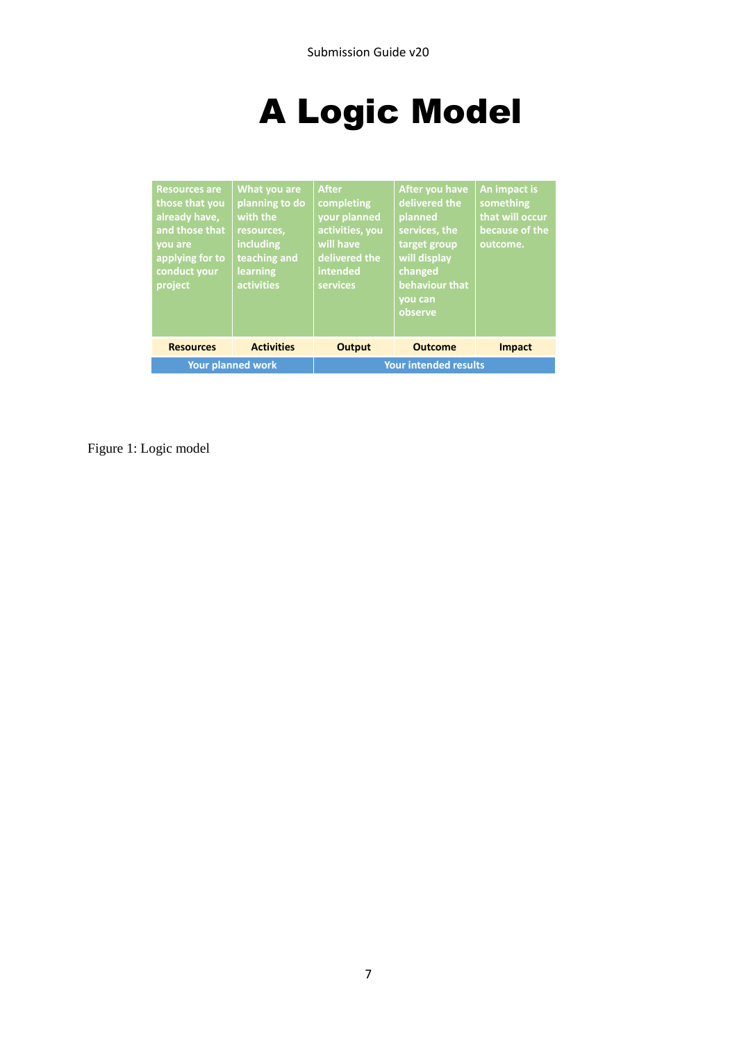# A Logic Model

| Resources are those that you already have, and those that you are applying for to conduct your project | What you are planning to do with the resources, including teaching and learning activities | After completing your planned activities, you will have delivered the intended services | After you have delivered the planned services, the target group will display changed behaviour that you can observe | An impact is something that will occur because of the outcome. |
|---|---|---|---|---|
| **Resources** | **Activities** | **Output** | **Outcome** | **Impact** |
| **Your planned work** | | **Your intended results** | | |

Figure 1: Logic model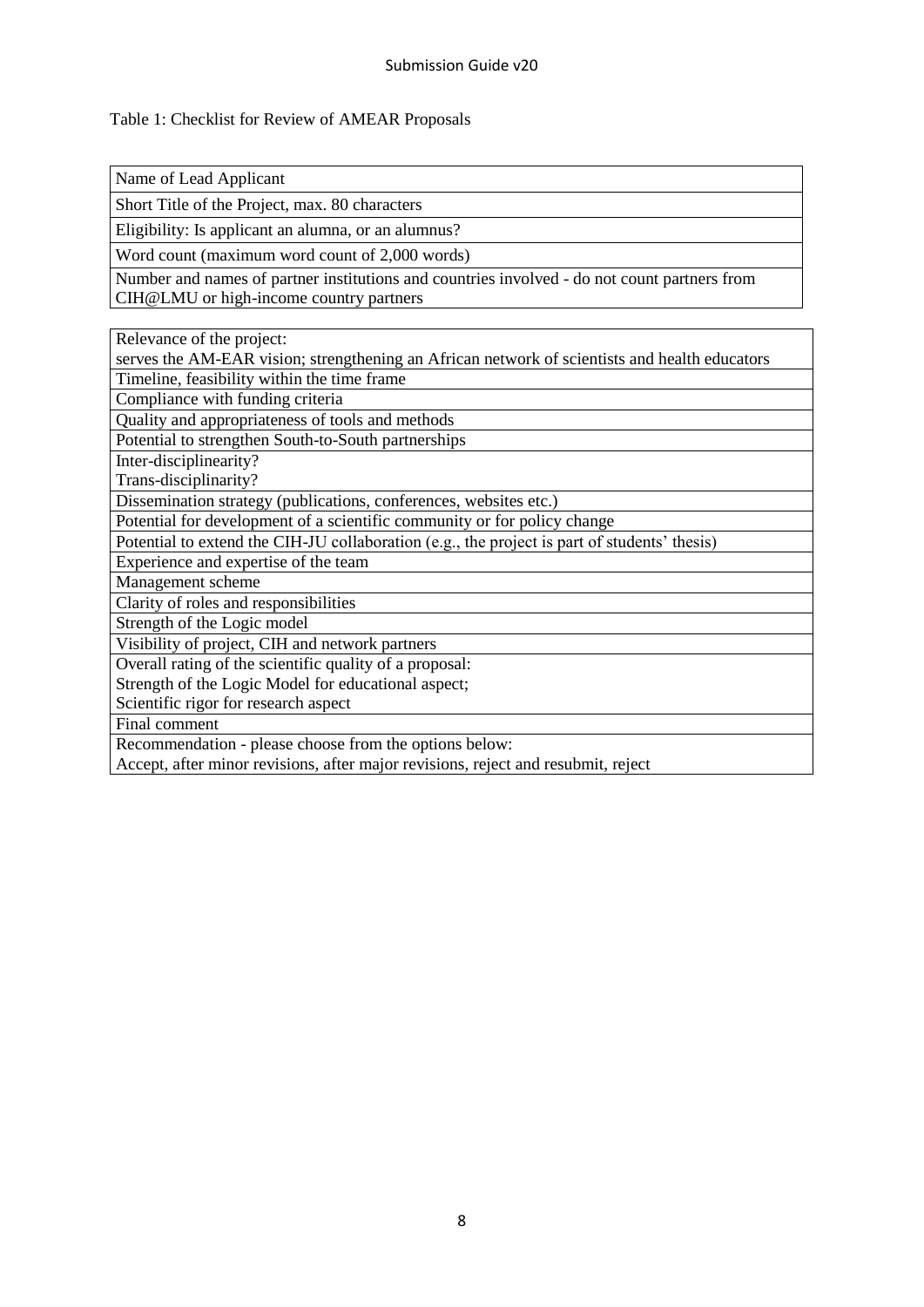Table 1: Checklist for Review of AMEAR Proposals

| |
|---|
| Name of Lead Applicant |
| Short Title of the Project, max. 80 characters |
| Eligibility: Is applicant an alumna, or an alumnus? |
| Word count (maximum word count of 2,000 words) |
| Number and names of partner institutions and countries involved - do not count partners from CIH@LMU or high-income country partners |

| |
|---|
| Relevance of the project:<br>serves the AM-EAR vision; strengthening an African network of scientists and health educators |
| Timeline, feasibility within the time frame |
| Compliance with funding criteria |
| Quality and appropriateness of tools and methods |
| Potential to strengthen South-to-South partnerships |
| Inter-disciplinearity?<br>Trans-disciplinarity? |
| Dissemination strategy (publications, conferences, websites etc.) |
| Potential for development of a scientific community or for policy change |
| Potential to extend the CIH-JU collaboration (e.g., the project is part of students' thesis) |
| Experience and expertise of the team |
| Management scheme |
| Clarity of roles and responsibilities |
| Strength of the Logic model |
| Visibility of project, CIH and network partners |
| Overall rating of the scientific quality of a proposal:<br>Strength of the Logic Model for educational aspect;<br>Scientific rigor for research aspect |
| Final comment |
| Recommendation - please choose from the options below:<br>Accept, after minor revisions, after major revisions, reject and resubmit, reject |